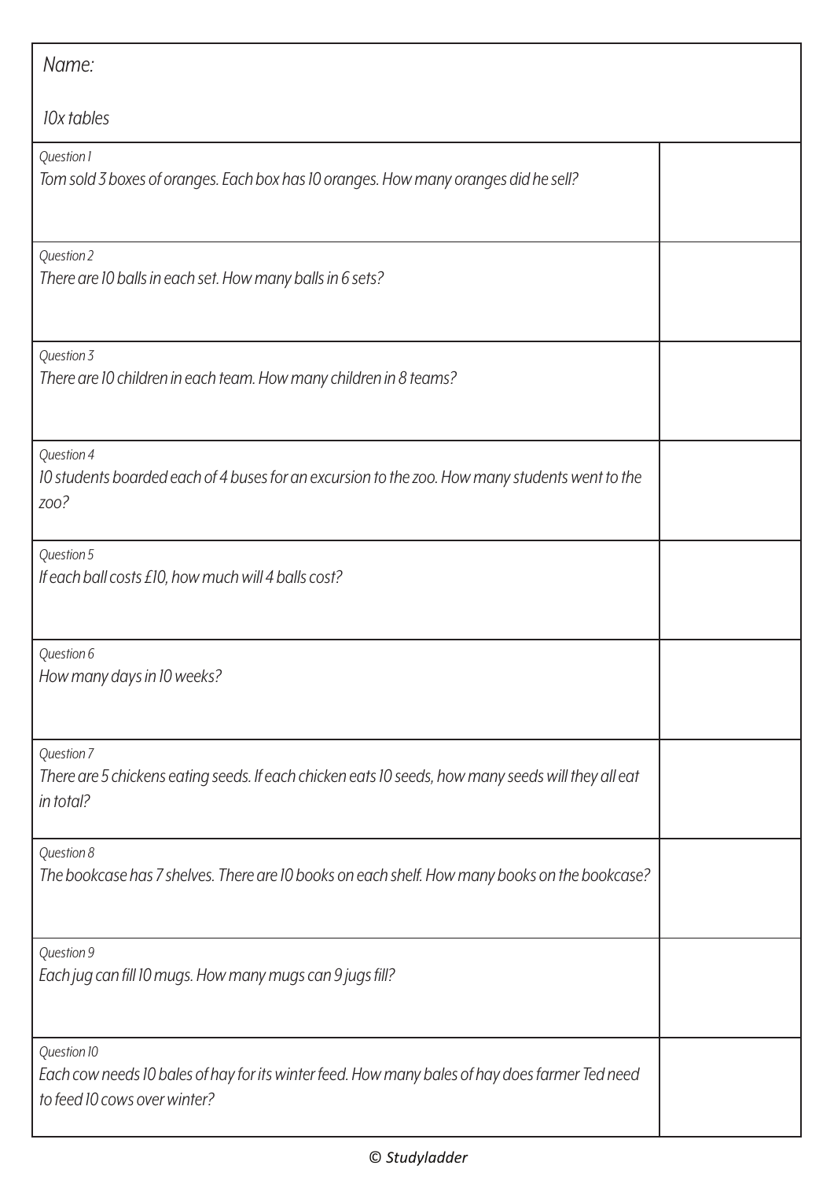*Name:*

*10x tables*

| | |
|---|---|
| *Question 1*<br>*Tom sold 3 boxes of oranges. Each box has 10 oranges. How many oranges did he sell?* | |
| *Question 2*<br>*There are 10 balls in each set. How many balls in 6 sets?* | |
| *Question 3*<br>*There are 10 children in each team. How many children in 8 teams?* | |
| *Question 4*<br>*10 students boarded each of 4 buses for an excursion to the zoo. How many students went to the zoo?* | |
| *Question 5*<br>*If each ball costs £10, how much will 4 balls cost?* | |
| *Question 6*<br>*How many days in 10 weeks?* | |
| *Question 7*<br>*There are 5 chickens eating seeds. If each chicken eats 10 seeds, how many seeds will they all eat in total?* | |
| *Question 8*<br>*The bookcase has 7 shelves. There are 10 books on each shelf. How many books on the bookcase?* | |
| *Question 9*<br>*Each jug can fill 10 mugs. How many mugs can 9 jugs fill?* | |
| *Question 10*<br>*Each cow needs 10 bales of hay for its winter feed. How many bales of hay does farmer Ted need to feed 10 cows over winter?* | |

*© Studyladder*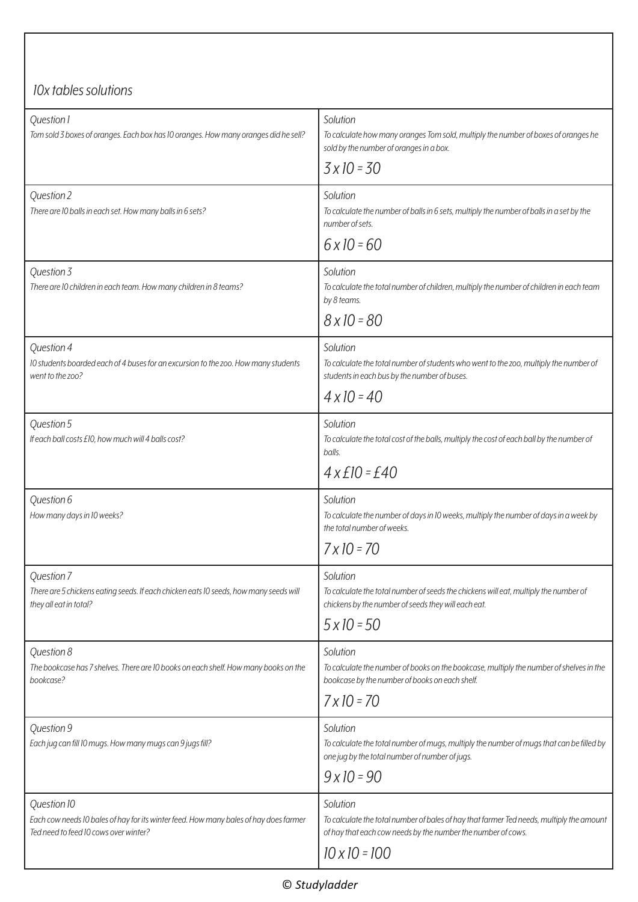*10x tables solutions*

| | |
|---|---|
| *Question 1*<br>*Tom sold 3 boxes of oranges. Each box has 10 oranges. How many oranges did he sell?* | *Solution*<br>*To calculate how many oranges Tom sold, multiply the number of boxes of oranges he sold by the number of oranges in a box.*<br>*3 x 10 = 30* |
| *Question 2*<br>*There are 10 balls in each set. How many balls in 6 sets?* | *Solution*<br>*To calculate the number of balls in 6 sets, multiply the number of balls in a set by the number of sets.*<br>*6 x 10 = 60* |
| *Question 3*<br>*There are 10 children in each team. How many children in 8 teams?* | *Solution*<br>*To calculate the total number of children, multiply the number of children in each team by 8 teams.*<br>*8 x 10 = 80* |
| *Question 4*<br>*10 students boarded each of 4 buses for an excursion to the zoo. How many students went to the zoo?* | *Solution*<br>*To calculate the total number of students who went to the zoo, multiply the number of students in each bus by the number of buses.*<br>*4 x 10 = 40* |
| *Question 5*<br>*If each ball costs £10, how much will 4 balls cost?* | *Solution*<br>*To calculate the total cost of the balls, multiply the cost of each ball by the number of balls.*<br>*4 x £10 = £40* |
| *Question 6*<br>*How many days in 10 weeks?* | *Solution*<br>*To calculate the number of days in 10 weeks, multiply the number of days in a week by the total number of weeks.*<br>*7 x 10 = 70* |
| *Question 7*<br>*There are 5 chickens eating seeds. If each chicken eats 10 seeds, how many seeds will they all eat in total?* | *Solution*<br>*To calculate the total number of seeds the chickens will eat, multiply the number of chickens by the number of seeds they will each eat.*<br>*5 x 10 = 50* |
| *Question 8*<br>*The bookcase has 7 shelves. There are 10 books on each shelf. How many books on the bookcase?* | *Solution*<br>*To calculate the number of books on the bookcase, multiply the number of shelves in the bookcase by the number of books on each shelf.*<br>*7 x 10 = 70* |
| *Question 9*<br>*Each jug can fill 10 mugs. How many mugs can 9 jugs fill?* | *Solution*<br>*To calculate the total number of mugs, multiply the number of mugs that can be filled by one jug by the total number of number of jugs.*<br>*9 x 10 = 90* |
| *Question 10*<br>*Each cow needs 10 bales of hay for its winter feed. How many bales of hay does farmer Ted need to feed 10 cows over winter?* | *Solution*<br>*To calculate the total number of bales of hay that farmer Ted needs, multiply the amount of hay that each cow needs by the number the number of cows.*<br>*10 x 10 = 100* |

© Studyladder